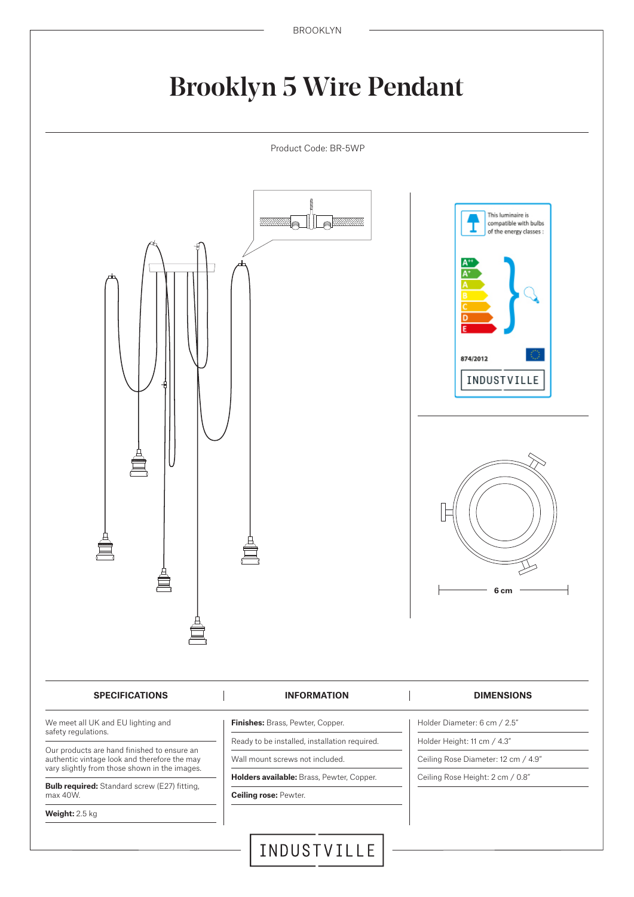# Brooklyn 5 Wire Pendant

Product Code: BR-5WP

This luminaire is compatible with bulbs of the energy classes :

A++ A+ A B C D E

874/2012

INDUSTVILLE

6 cm

| SPECIFICATIONS | INFORMATION | DIMENSIONS |
|---|---|---|
| We meet all UK and EU lighting and safety regulations. | **Finishes:** Brass, Pewter, Copper. | Holder Diameter: 6 cm / 2.5" |
| Our products are hand finished to ensure an authentic vintage look and therefore the may vary slightly from those shown in the images. | Ready to be installed, installation required. | Holder Height: 11 cm / 4.3" |
| **Bulb required:** Standard screw (E27) fitting, max 40W. | Wall mount screws not included. | Ceiling Rose Diameter: 12 cm / 4.9" |
| **Weight:** 2.5 kg | **Holders available:** Brass, Pewter, Copper. | Ceiling Rose Height: 2 cm / 0.8" |
| | **Ceiling rose:** Pewter. | |

INDUSTVILLE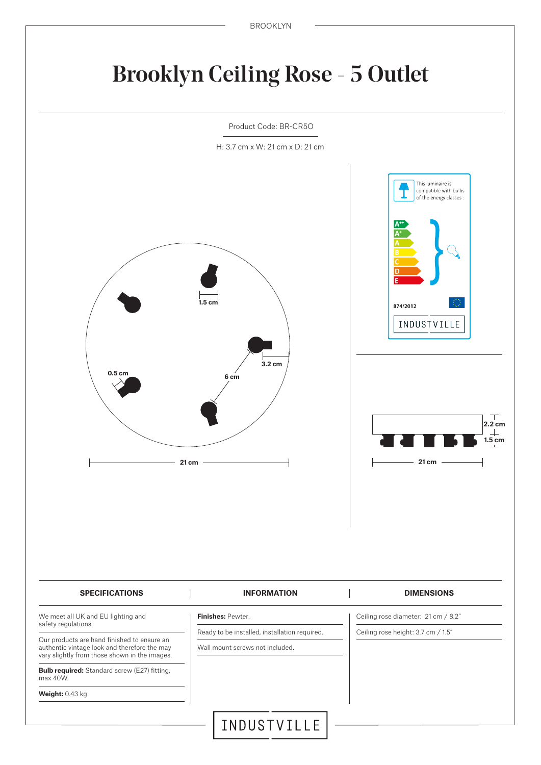# Brooklyn Ceiling Rose - 5 Outlet

Product Code: BR-CR5O

H: 3.7 cm x W: 21 cm x D: 21 cm

1.5 cm

3.2 cm

0.5 cm

6 cm

21 cm

This luminaire is compatible with bulbs of the energy classes :

A++
A+
A
B
C
D
E

874/2012

INDUSTVILLE

2.2 cm

1.5 cm

21 cm

| SPECIFICATIONS | INFORMATION | DIMENSIONS |
|---|---|---|
| We meet all UK and EU lighting and safety regulations. | **Finishes:** Pewter. | Ceiling rose diameter: 21 cm / 8.2" |
| Our products are hand finished to ensure an authentic vintage look and therefore the may vary slightly from those shown in the images. | Ready to be installed, installation required. | Ceiling rose height: 3.7 cm / 1.5" |
| **Bulb required:** Standard screw (E27) fitting, max 40W. | Wall mount screws not included. | |
| **Weight:** 0.43 kg | | |

INDUSTVILLE